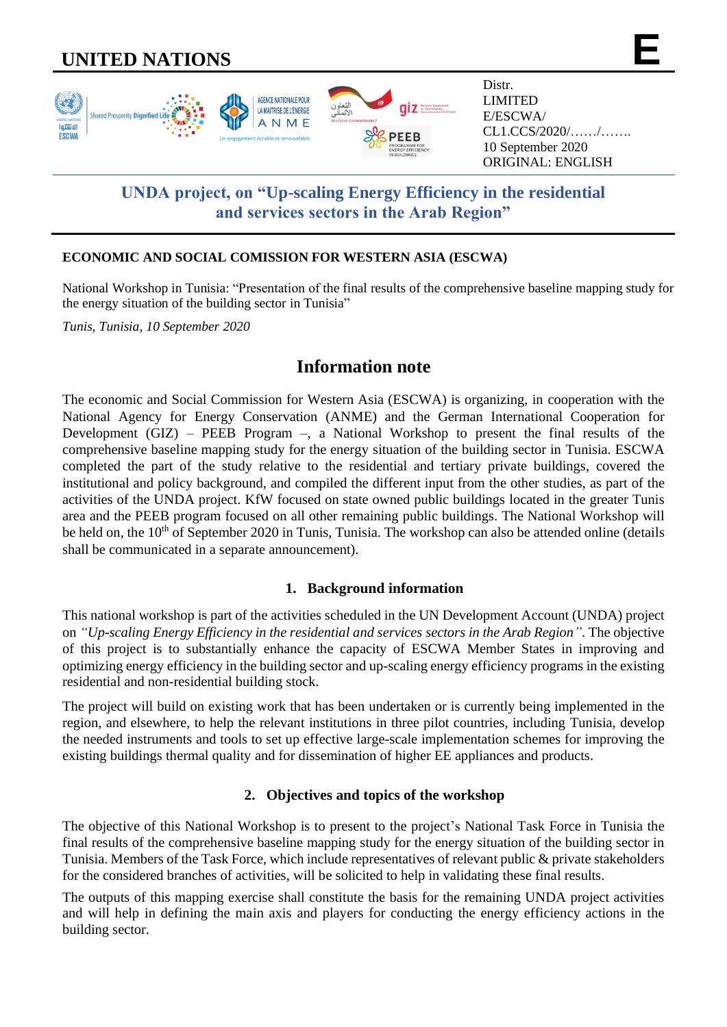# UNITED NATIONS

**E**

Distr.
LIMITED
E/ESCWA/
CL1.CCS/2020/……/…….
10 September 2020
ORIGINAL: ENGLISH

## UNDA project, on "Up-scaling Energy Efficiency in the residential and services sectors in the Arab Region"

**ECONOMIC AND SOCIAL COMISSION FOR WESTERN ASIA (ESCWA)**

National Workshop in Tunisia: "Presentation of the final results of the comprehensive baseline mapping study for the energy situation of the building sector in Tunisia"

*Tunis, Tunisia, 10 September 2020*

## Information note

The economic and Social Commission for Western Asia (ESCWA) is organizing, in cooperation with the National Agency for Energy Conservation (ANME) and the German International Cooperation for Development (GIZ) – PEEB Program –, a National Workshop to present the final results of the comprehensive baseline mapping study for the energy situation of the building sector in Tunisia. ESCWA completed the part of the study relative to the residential and tertiary private buildings, covered the institutional and policy background, and compiled the different input from the other studies, as part of the activities of the UNDA project. KfW focused on state owned public buildings located in the greater Tunis area and the PEEB program focused on all other remaining public buildings. The National Workshop will be held on, the 10th of September 2020 in Tunis, Tunisia. The workshop can also be attended online (details shall be communicated in a separate announcement).

### 1. Background information

This national workshop is part of the activities scheduled in the UN Development Account (UNDA) project on *"Up-scaling Energy Efficiency in the residential and services sectors in the Arab Region"*. The objective of this project is to substantially enhance the capacity of ESCWA Member States in improving and optimizing energy efficiency in the building sector and up-scaling energy efficiency programs in the existing residential and non-residential building stock.

The project will build on existing work that has been undertaken or is currently being implemented in the region, and elsewhere, to help the relevant institutions in three pilot countries, including Tunisia, develop the needed instruments and tools to set up effective large-scale implementation schemes for improving the existing buildings thermal quality and for dissemination of higher EE appliances and products.

### 2. Objectives and topics of the workshop

The objective of this National Workshop is to present to the project's National Task Force in Tunisia the final results of the comprehensive baseline mapping study for the energy situation of the building sector in Tunisia. Members of the Task Force, which include representatives of relevant public & private stakeholders for the considered branches of activities, will be solicited to help in validating these final results.

The outputs of this mapping exercise shall constitute the basis for the remaining UNDA project activities and will help in defining the main axis and players for conducting the energy efficiency actions in the building sector.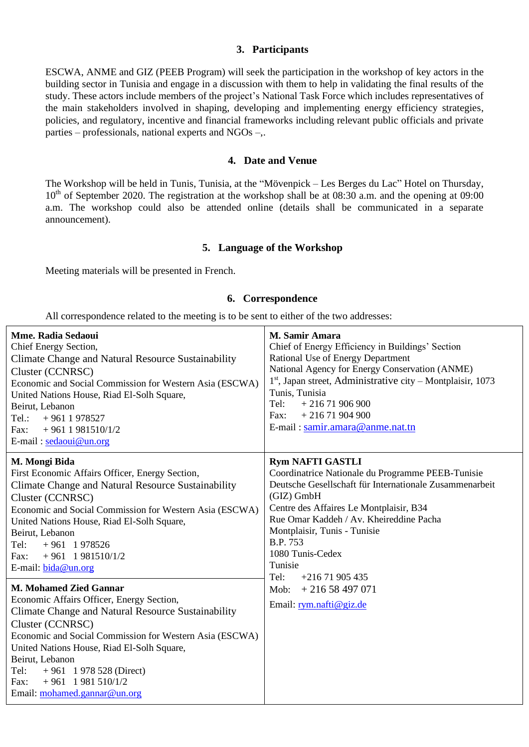## 3. Participants

ESCWA, ANME and GIZ (PEEB Program) will seek the participation in the workshop of key actors in the building sector in Tunisia and engage in a discussion with them to help in validating the final results of the study. These actors include members of the project's National Task Force which includes representatives of the main stakeholders involved in shaping, developing and implementing energy efficiency strategies, policies, and regulatory, incentive and financial frameworks including relevant public officials and private parties – professionals, national experts and NGOs –,.

## 4. Date and Venue

The Workshop will be held in Tunis, Tunisia, at the "Mövenpick – Les Berges du Lac" Hotel on Thursday, 10th of September 2020. The registration at the workshop shall be at 08:30 a.m. and the opening at 09:00 a.m. The workshop could also be attended online (details shall be communicated in a separate announcement).

## 5. Language of the Workshop

Meeting materials will be presented in French.

## 6. Correspondence

All correspondence related to the meeting is to be sent to either of the two addresses:

| | |
|---|---|
| **Mme. Radia Sedaoui**<br>Chief Energy Section,<br>Climate Change and Natural Resource Sustainability Cluster (CCNRSC)<br>Economic and Social Commission for Western Asia (ESCWA)<br>United Nations House, Riad El-Solh Square,<br>Beirut, Lebanon<br>Tel.: + 961 1 978527<br>Fax: + 961 1 981510/1/2<br>E-mail : sedaoui@un.org | **M. Samir Amara**<br>Chief of Energy Efficiency in Buildings' Section<br>Rational Use of Energy Department<br>National Agency for Energy Conservation (ANME)<br>1st, Japan street, Administrative city – Montplaisir, 1073<br>Tunis, Tunisia<br>Tel: + 216 71 906 900<br>Fax: + 216 71 904 900<br>E-mail : samir.amara@anme.nat.tn |
| **M. Mongi Bida**<br>First Economic Affairs Officer, Energy Section,<br>Climate Change and Natural Resource Sustainability Cluster (CCNRSC)<br>Economic and Social Commission for Western Asia (ESCWA)<br>United Nations House, Riad El-Solh Square,<br>Beirut, Lebanon<br>Tel: + 961 1 978526<br>Fax: + 961 1 981510/1/2<br>E-mail: bida@un.org<br><br>**M. Mohamed Zied Gannar**<br>Economic Affairs Officer, Energy Section,<br>Climate Change and Natural Resource Sustainability Cluster (CCNRSC)<br>Economic and Social Commission for Western Asia (ESCWA)<br>United Nations House, Riad El-Solh Square,<br>Beirut, Lebanon<br>Tel: + 961 1 978 528 (Direct)<br>Fax: + 961 1 981 510/1/2<br>Email: mohamed.gannar@un.org | **Rym NAFTI GASTLI**<br>Coordinatrice Nationale du Programme PEEB-Tunisie<br>Deutsche Gesellschaft für Internationale Zusammenarbeit (GIZ) GmbH<br>Centre des Affaires Le Montplaisir, B34<br>Rue Omar Kaddeh / Av. Kheireddine Pacha<br>Montplaisir, Tunis - Tunisie<br>B.P. 753<br>1080 Tunis-Cedex<br>Tunisie<br>Tel: +216 71 905 435<br>Mob: + 216 58 497 071<br>Email: rym.nafti@giz.de |